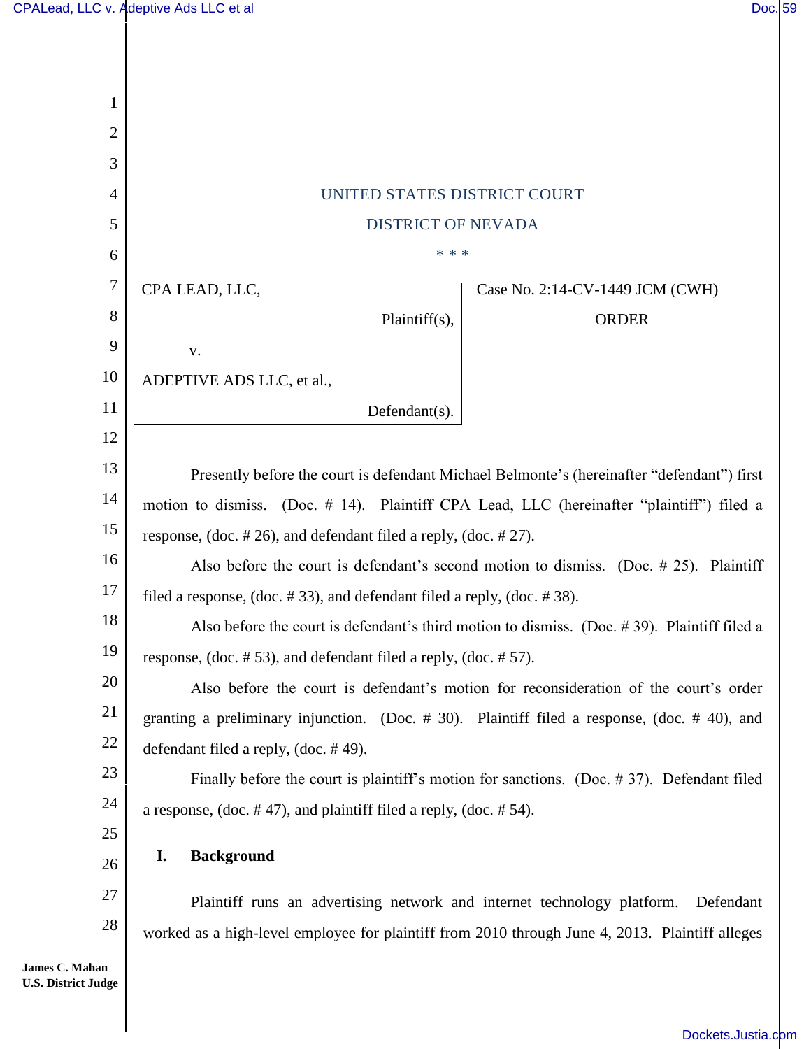UNITED STATES DISTRICT COURT

DISTRICT OF NEVADA

\* \* \*

| | |
|---|---|
| CPA LEAD, LLC,<br><br>Plaintiff(s),<br><br>v.<br><br>ADEPTIVE ADS LLC, et al.,<br><br>Defendant(s). | Case No. 2:14-CV-1449 JCM (CWH)<br><br>ORDER |

Presently before the court is defendant Michael Belmonte's (hereinafter "defendant") first motion to dismiss. (Doc. # 14). Plaintiff CPA Lead, LLC (hereinafter "plaintiff") filed a response, (doc. # 26), and defendant filed a reply, (doc. # 27).

Also before the court is defendant's second motion to dismiss. (Doc. # 25). Plaintiff filed a response, (doc. # 33), and defendant filed a reply, (doc. # 38).

Also before the court is defendant's third motion to dismiss. (Doc. # 39). Plaintiff filed a response, (doc. # 53), and defendant filed a reply, (doc. # 57).

Also before the court is defendant's motion for reconsideration of the court's order granting a preliminary injunction. (Doc. # 30). Plaintiff filed a response, (doc. # 40), and defendant filed a reply, (doc. # 49).

Finally before the court is plaintiff's motion for sanctions. (Doc. # 37). Defendant filed a response, (doc. # 47), and plaintiff filed a reply, (doc. # 54).

## I. Background

Plaintiff runs an advertising network and internet technology platform. Defendant worked as a high-level employee for plaintiff from 2010 through June 4, 2013. Plaintiff alleges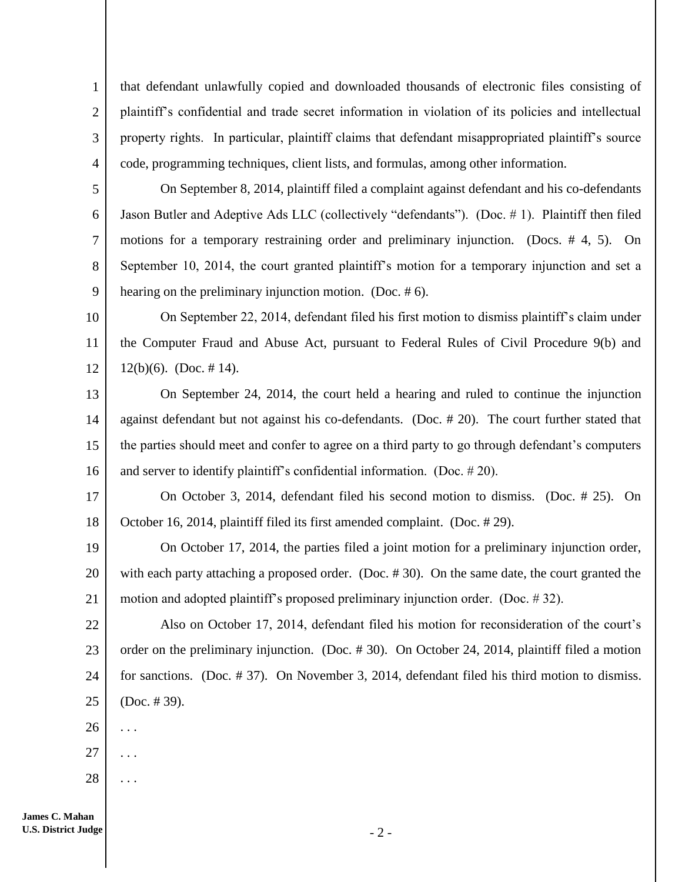that defendant unlawfully copied and downloaded thousands of electronic files consisting of plaintiff's confidential and trade secret information in violation of its policies and intellectual property rights. In particular, plaintiff claims that defendant misappropriated plaintiff's source code, programming techniques, client lists, and formulas, among other information.

On September 8, 2014, plaintiff filed a complaint against defendant and his co-defendants Jason Butler and Adeptive Ads LLC (collectively "defendants"). (Doc. # 1). Plaintiff then filed motions for a temporary restraining order and preliminary injunction. (Docs. # 4, 5). On September 10, 2014, the court granted plaintiff's motion for a temporary injunction and set a hearing on the preliminary injunction motion. (Doc. # 6).

On September 22, 2014, defendant filed his first motion to dismiss plaintiff's claim under the Computer Fraud and Abuse Act, pursuant to Federal Rules of Civil Procedure 9(b) and 12(b)(6). (Doc. # 14).

On September 24, 2014, the court held a hearing and ruled to continue the injunction against defendant but not against his co-defendants. (Doc. # 20). The court further stated that the parties should meet and confer to agree on a third party to go through defendant's computers and server to identify plaintiff's confidential information. (Doc. # 20).

On October 3, 2014, defendant filed his second motion to dismiss. (Doc. # 25). On October 16, 2014, plaintiff filed its first amended complaint. (Doc. # 29).

On October 17, 2014, the parties filed a joint motion for a preliminary injunction order, with each party attaching a proposed order. (Doc. # 30). On the same date, the court granted the motion and adopted plaintiff's proposed preliminary injunction order. (Doc. # 32).

Also on October 17, 2014, defendant filed his motion for reconsideration of the court's order on the preliminary injunction. (Doc. # 30). On October 24, 2014, plaintiff filed a motion for sanctions. (Doc. # 37). On November 3, 2014, defendant filed his third motion to dismiss. (Doc. # 39).

. . .

. . .

. . .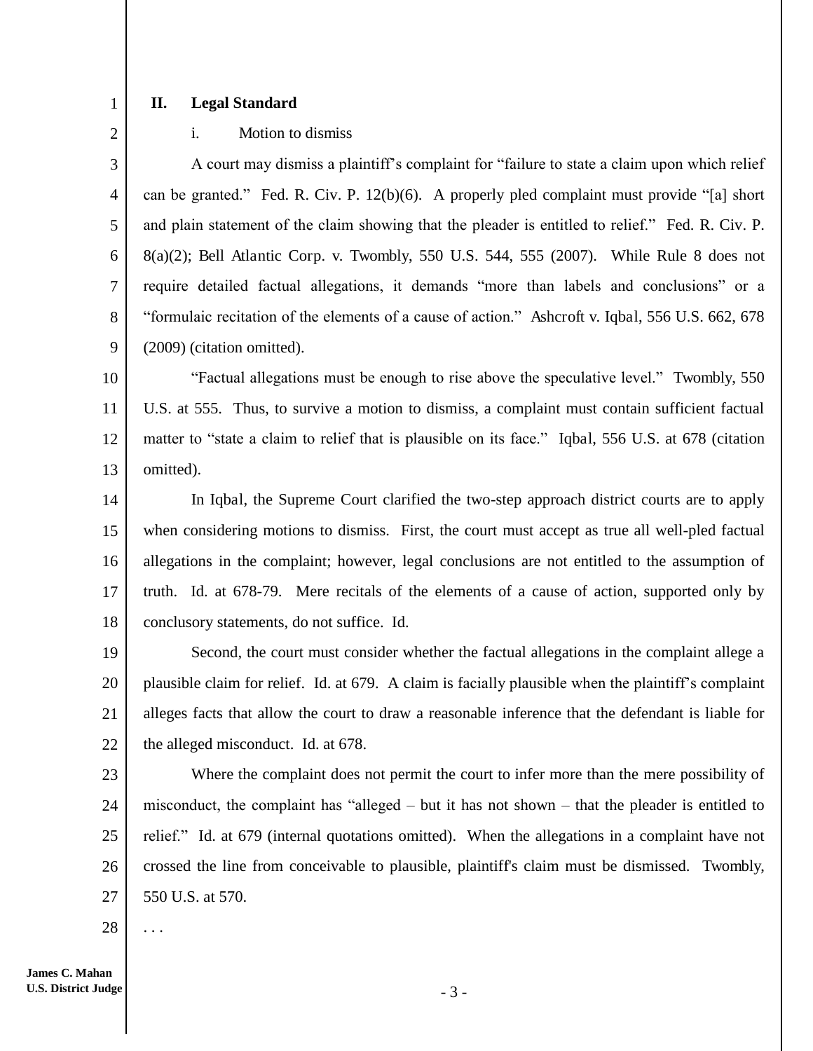## II. Legal Standard

i. Motion to dismiss

A court may dismiss a plaintiff's complaint for "failure to state a claim upon which relief can be granted." Fed. R. Civ. P. 12(b)(6). A properly pled complaint must provide "[a] short and plain statement of the claim showing that the pleader is entitled to relief." Fed. R. Civ. P. 8(a)(2); Bell Atlantic Corp. v. Twombly, 550 U.S. 544, 555 (2007). While Rule 8 does not require detailed factual allegations, it demands "more than labels and conclusions" or a "formulaic recitation of the elements of a cause of action." Ashcroft v. Iqbal, 556 U.S. 662, 678 (2009) (citation omitted).

"Factual allegations must be enough to rise above the speculative level." Twombly, 550 U.S. at 555. Thus, to survive a motion to dismiss, a complaint must contain sufficient factual matter to "state a claim to relief that is plausible on its face." Iqbal, 556 U.S. at 678 (citation omitted).

In Iqbal, the Supreme Court clarified the two-step approach district courts are to apply when considering motions to dismiss. First, the court must accept as true all well-pled factual allegations in the complaint; however, legal conclusions are not entitled to the assumption of truth. Id. at 678-79. Mere recitals of the elements of a cause of action, supported only by conclusory statements, do not suffice. Id.

Second, the court must consider whether the factual allegations in the complaint allege a plausible claim for relief. Id. at 679. A claim is facially plausible when the plaintiff's complaint alleges facts that allow the court to draw a reasonable inference that the defendant is liable for the alleged misconduct. Id. at 678.

Where the complaint does not permit the court to infer more than the mere possibility of misconduct, the complaint has "alleged – but it has not shown – that the pleader is entitled to relief." Id. at 679 (internal quotations omitted). When the allegations in a complaint have not crossed the line from conceivable to plausible, plaintiff's claim must be dismissed. Twombly, 550 U.S. at 570.

. . .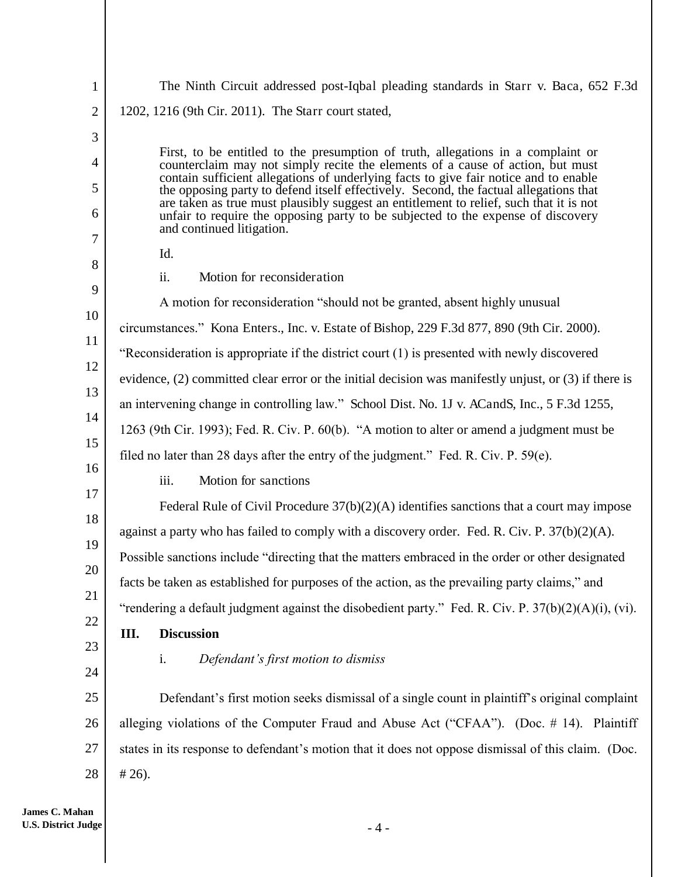The Ninth Circuit addressed post-Iqbal pleading standards in Starr v. Baca, 652 F.3d 1202, 1216 (9th Cir. 2011). The Starr court stated,

> First, to be entitled to the presumption of truth, allegations in a complaint or counterclaim may not simply recite the elements of a cause of action, but must contain sufficient allegations of underlying facts to give fair notice and to enable the opposing party to defend itself effectively. Second, the factual allegations that are taken as true must plausibly suggest an entitlement to relief, such that it is not unfair to require the opposing party to be subjected to the expense of discovery and continued litigation.

Id.

ii. Motion for reconsideration

A motion for reconsideration "should not be granted, absent highly unusual circumstances." Kona Enters., Inc. v. Estate of Bishop, 229 F.3d 877, 890 (9th Cir. 2000). "Reconsideration is appropriate if the district court (1) is presented with newly discovered evidence, (2) committed clear error or the initial decision was manifestly unjust, or (3) if there is an intervening change in controlling law." School Dist. No. 1J v. ACandS, Inc., 5 F.3d 1255, 1263 (9th Cir. 1993); Fed. R. Civ. P. 60(b). "A motion to alter or amend a judgment must be filed no later than 28 days after the entry of the judgment." Fed. R. Civ. P. 59(e).

iii. Motion for sanctions

Federal Rule of Civil Procedure 37(b)(2)(A) identifies sanctions that a court may impose against a party who has failed to comply with a discovery order. Fed. R. Civ. P. 37(b)(2)(A). Possible sanctions include "directing that the matters embraced in the order or other designated facts be taken as established for purposes of the action, as the prevailing party claims," and "rendering a default judgment against the disobedient party." Fed. R. Civ. P. 37(b)(2)(A)(i), (vi).

## III. Discussion

i. *Defendant's first motion to dismiss*

Defendant's first motion seeks dismissal of a single count in plaintiff's original complaint alleging violations of the Computer Fraud and Abuse Act ("CFAA"). (Doc. # 14). Plaintiff states in its response to defendant's motion that it does not oppose dismissal of this claim. (Doc. # 26).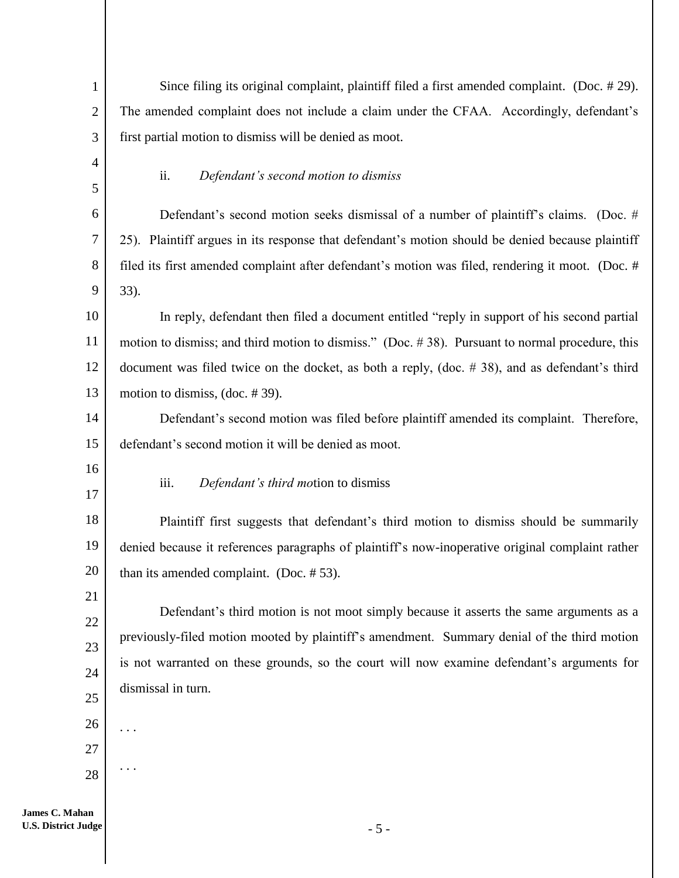Since filing its original complaint, plaintiff filed a first amended complaint. (Doc. # 29). The amended complaint does not include a claim under the CFAA. Accordingly, defendant's first partial motion to dismiss will be denied as moot.

ii. *Defendant's second motion to dismiss*

Defendant's second motion seeks dismissal of a number of plaintiff's claims. (Doc. # 25). Plaintiff argues in its response that defendant's motion should be denied because plaintiff filed its first amended complaint after defendant's motion was filed, rendering it moot. (Doc. # 33).

In reply, defendant then filed a document entitled "reply in support of his second partial motion to dismiss; and third motion to dismiss." (Doc. # 38). Pursuant to normal procedure, this document was filed twice on the docket, as both a reply, (doc. # 38), and as defendant's third motion to dismiss, (doc. # 39).

Defendant's second motion was filed before plaintiff amended its complaint. Therefore, defendant's second motion it will be denied as moot.

iii. *Defendant's third mo*tion to dismiss

Plaintiff first suggests that defendant's third motion to dismiss should be summarily denied because it references paragraphs of plaintiff's now-inoperative original complaint rather than its amended complaint. (Doc. # 53).

Defendant's third motion is not moot simply because it asserts the same arguments as a previously-filed motion mooted by plaintiff's amendment. Summary denial of the third motion is not warranted on these grounds, so the court will now examine defendant's arguments for dismissal in turn.

. . .

. . .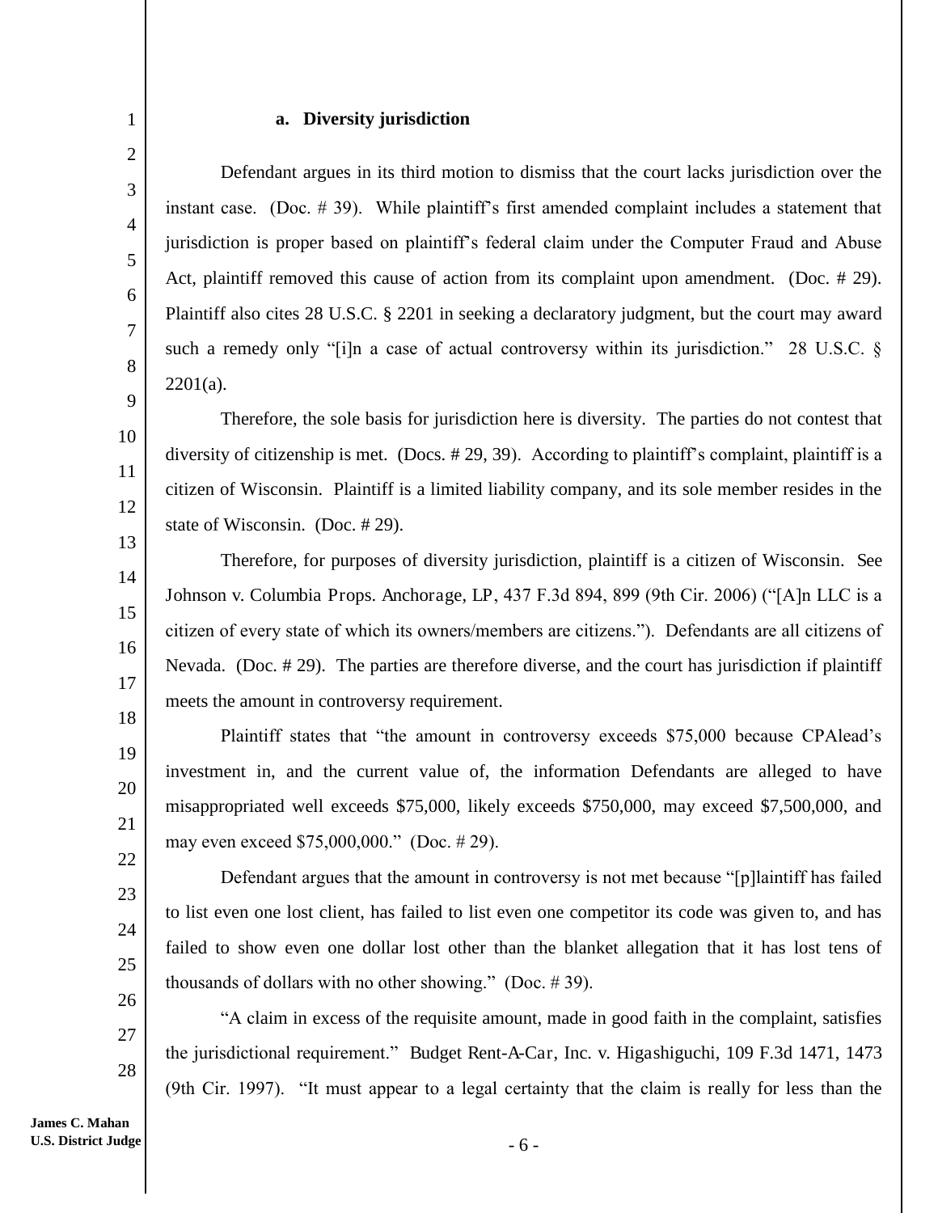**a. Diversity jurisdiction**

Defendant argues in its third motion to dismiss that the court lacks jurisdiction over the instant case. (Doc. # 39). While plaintiff's first amended complaint includes a statement that jurisdiction is proper based on plaintiff's federal claim under the Computer Fraud and Abuse Act, plaintiff removed this cause of action from its complaint upon amendment. (Doc. # 29). Plaintiff also cites 28 U.S.C. § 2201 in seeking a declaratory judgment, but the court may award such a remedy only "[i]n a case of actual controversy within its jurisdiction." 28 U.S.C. § 2201(a).

Therefore, the sole basis for jurisdiction here is diversity. The parties do not contest that diversity of citizenship is met. (Docs. # 29, 39). According to plaintiff's complaint, plaintiff is a citizen of Wisconsin. Plaintiff is a limited liability company, and its sole member resides in the state of Wisconsin. (Doc. # 29).

Therefore, for purposes of diversity jurisdiction, plaintiff is a citizen of Wisconsin. See Johnson v. Columbia Props. Anchorage, LP, 437 F.3d 894, 899 (9th Cir. 2006) ("[A]n LLC is a citizen of every state of which its owners/members are citizens."). Defendants are all citizens of Nevada. (Doc. # 29). The parties are therefore diverse, and the court has jurisdiction if plaintiff meets the amount in controversy requirement.

Plaintiff states that "the amount in controversy exceeds $75,000 because CPAlead's investment in, and the current value of, the information Defendants are alleged to have misappropriated well exceeds $75,000, likely exceeds $750,000, may exceed $7,500,000, and may even exceed $75,000,000." (Doc. # 29).

Defendant argues that the amount in controversy is not met because "[p]laintiff has failed to list even one lost client, has failed to list even one competitor its code was given to, and has failed to show even one dollar lost other than the blanket allegation that it has lost tens of thousands of dollars with no other showing." (Doc. # 39).

"A claim in excess of the requisite amount, made in good faith in the complaint, satisfies the jurisdictional requirement." Budget Rent-A-Car, Inc. v. Higashiguchi, 109 F.3d 1471, 1473 (9th Cir. 1997). "It must appear to a legal certainty that the claim is really for less than the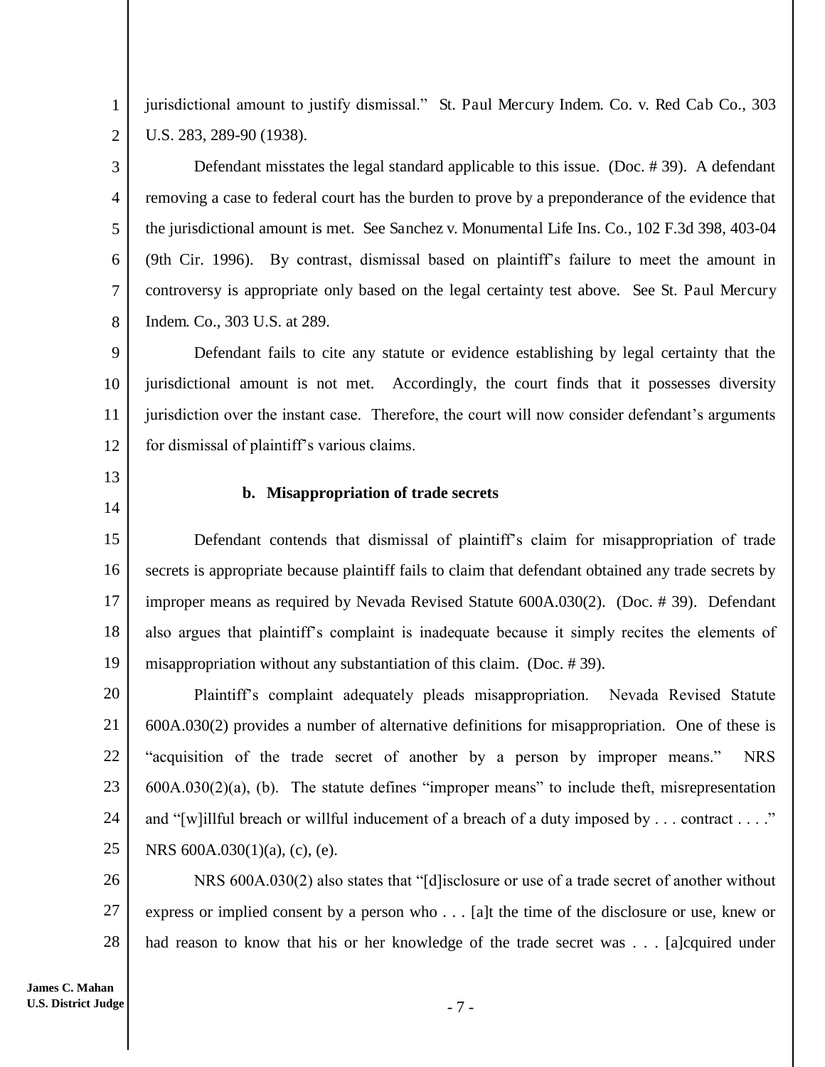jurisdictional amount to justify dismissal." St. Paul Mercury Indem. Co. v. Red Cab Co., 303 U.S. 283, 289-90 (1938).

Defendant misstates the legal standard applicable to this issue. (Doc. # 39). A defendant removing a case to federal court has the burden to prove by a preponderance of the evidence that the jurisdictional amount is met. See Sanchez v. Monumental Life Ins. Co., 102 F.3d 398, 403-04 (9th Cir. 1996). By contrast, dismissal based on plaintiff's failure to meet the amount in controversy is appropriate only based on the legal certainty test above. See St. Paul Mercury Indem. Co., 303 U.S. at 289.

Defendant fails to cite any statute or evidence establishing by legal certainty that the jurisdictional amount is not met. Accordingly, the court finds that it possesses diversity jurisdiction over the instant case. Therefore, the court will now consider defendant's arguments for dismissal of plaintiff's various claims.

**b. Misappropriation of trade secrets**

Defendant contends that dismissal of plaintiff's claim for misappropriation of trade secrets is appropriate because plaintiff fails to claim that defendant obtained any trade secrets by improper means as required by Nevada Revised Statute 600A.030(2). (Doc. # 39). Defendant also argues that plaintiff's complaint is inadequate because it simply recites the elements of misappropriation without any substantiation of this claim. (Doc. # 39).

Plaintiff's complaint adequately pleads misappropriation. Nevada Revised Statute 600A.030(2) provides a number of alternative definitions for misappropriation. One of these is "acquisition of the trade secret of another by a person by improper means." NRS 600A.030(2)(a), (b). The statute defines "improper means" to include theft, misrepresentation and "[w]illful breach or willful inducement of a breach of a duty imposed by . . . contract . . . ." NRS 600A.030(1)(a), (c), (e).

NRS 600A.030(2) also states that "[d]isclosure or use of a trade secret of another without express or implied consent by a person who . . . [a]t the time of the disclosure or use, knew or had reason to know that his or her knowledge of the trade secret was . . . [a]cquired under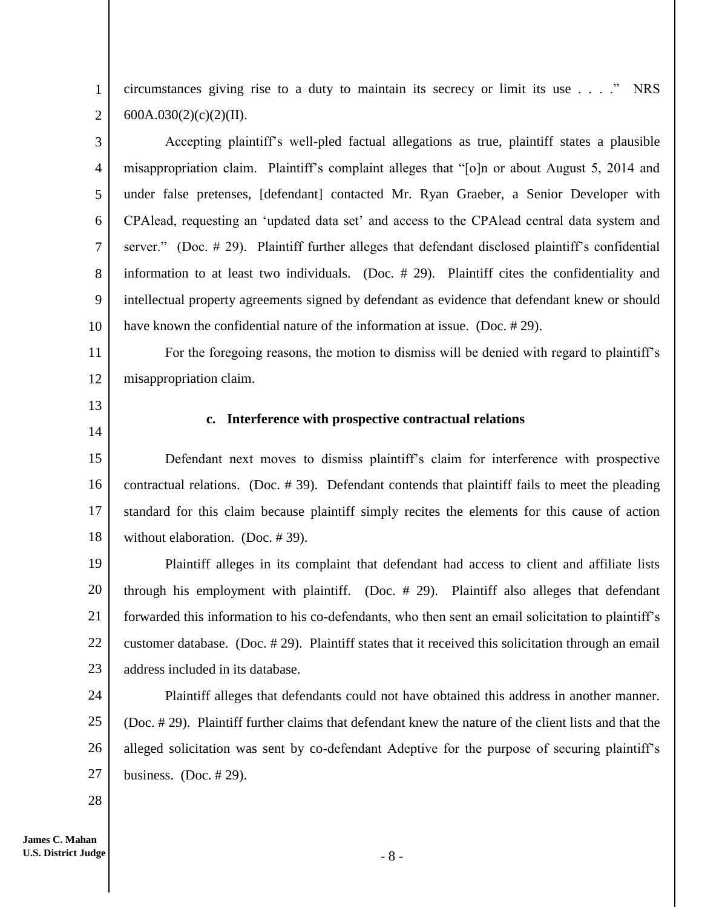circumstances giving rise to a duty to maintain its secrecy or limit its use . . . ." NRS 600A.030(2)(c)(2)(II).

Accepting plaintiff's well-pled factual allegations as true, plaintiff states a plausible misappropriation claim. Plaintiff's complaint alleges that "[o]n or about August 5, 2014 and under false pretenses, [defendant] contacted Mr. Ryan Graeber, a Senior Developer with CPAlead, requesting an 'updated data set' and access to the CPAlead central data system and server." (Doc. # 29). Plaintiff further alleges that defendant disclosed plaintiff's confidential information to at least two individuals. (Doc. # 29). Plaintiff cites the confidentiality and intellectual property agreements signed by defendant as evidence that defendant knew or should have known the confidential nature of the information at issue. (Doc. # 29).

For the foregoing reasons, the motion to dismiss will be denied with regard to plaintiff's misappropriation claim.

### c. Interference with prospective contractual relations

Defendant next moves to dismiss plaintiff's claim for interference with prospective contractual relations. (Doc. # 39). Defendant contends that plaintiff fails to meet the pleading standard for this claim because plaintiff simply recites the elements for this cause of action without elaboration. (Doc. # 39).

Plaintiff alleges in its complaint that defendant had access to client and affiliate lists through his employment with plaintiff. (Doc. # 29). Plaintiff also alleges that defendant forwarded this information to his co-defendants, who then sent an email solicitation to plaintiff's customer database. (Doc. # 29). Plaintiff states that it received this solicitation through an email address included in its database.

Plaintiff alleges that defendants could not have obtained this address in another manner. (Doc. # 29). Plaintiff further claims that defendant knew the nature of the client lists and that the alleged solicitation was sent by co-defendant Adeptive for the purpose of securing plaintiff's business. (Doc. # 29).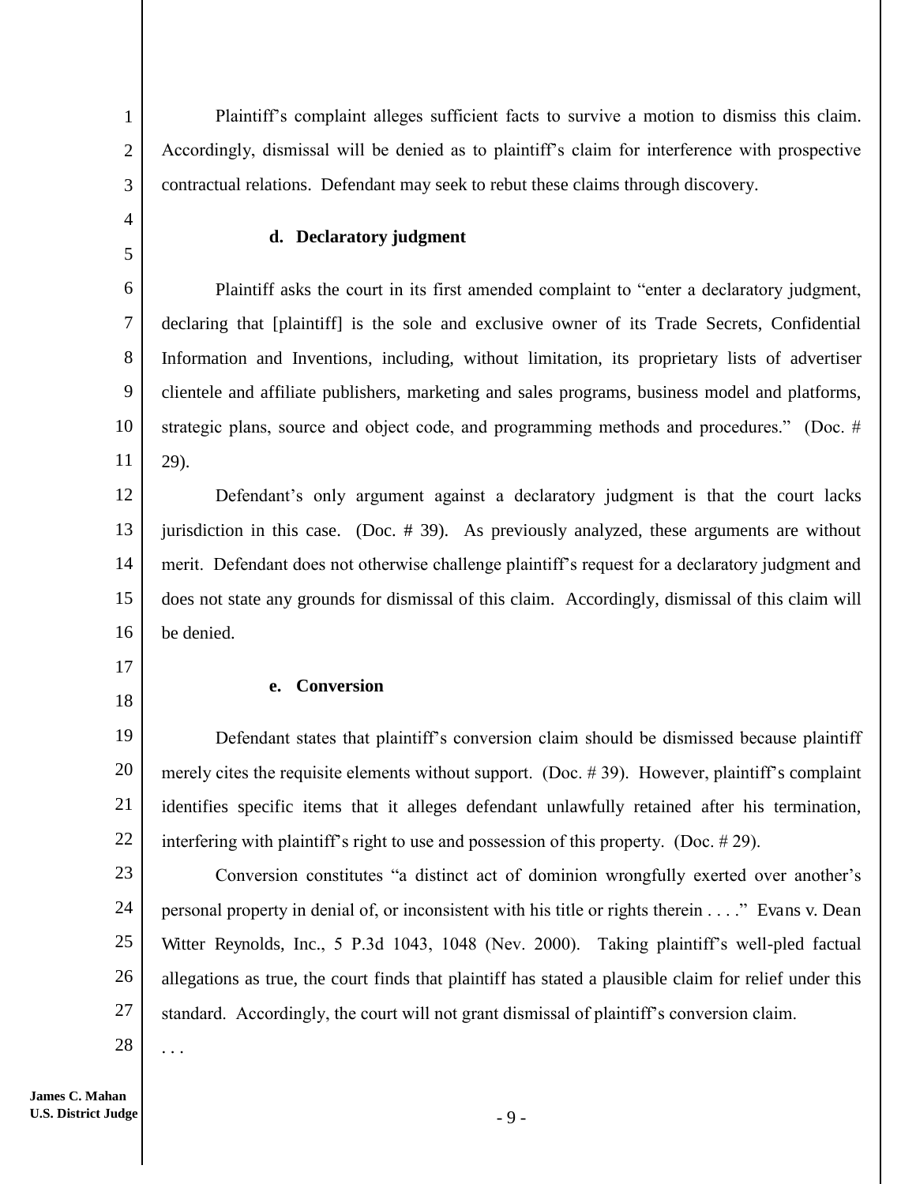Plaintiff's complaint alleges sufficient facts to survive a motion to dismiss this claim. Accordingly, dismissal will be denied as to plaintiff's claim for interference with prospective contractual relations. Defendant may seek to rebut these claims through discovery.

**d. Declaratory judgment**

Plaintiff asks the court in its first amended complaint to "enter a declaratory judgment, declaring that [plaintiff] is the sole and exclusive owner of its Trade Secrets, Confidential Information and Inventions, including, without limitation, its proprietary lists of advertiser clientele and affiliate publishers, marketing and sales programs, business model and platforms, strategic plans, source and object code, and programming methods and procedures." (Doc. # 29).

Defendant's only argument against a declaratory judgment is that the court lacks jurisdiction in this case. (Doc. # 39). As previously analyzed, these arguments are without merit. Defendant does not otherwise challenge plaintiff's request for a declaratory judgment and does not state any grounds for dismissal of this claim. Accordingly, dismissal of this claim will be denied.

**e. Conversion**

Defendant states that plaintiff's conversion claim should be dismissed because plaintiff merely cites the requisite elements without support. (Doc. # 39). However, plaintiff's complaint identifies specific items that it alleges defendant unlawfully retained after his termination, interfering with plaintiff's right to use and possession of this property. (Doc. # 29).

Conversion constitutes "a distinct act of dominion wrongfully exerted over another's personal property in denial of, or inconsistent with his title or rights therein . . . ." Evans v. Dean Witter Reynolds, Inc., 5 P.3d 1043, 1048 (Nev. 2000). Taking plaintiff's well-pled factual allegations as true, the court finds that plaintiff has stated a plausible claim for relief under this standard. Accordingly, the court will not grant dismissal of plaintiff's conversion claim.

. . .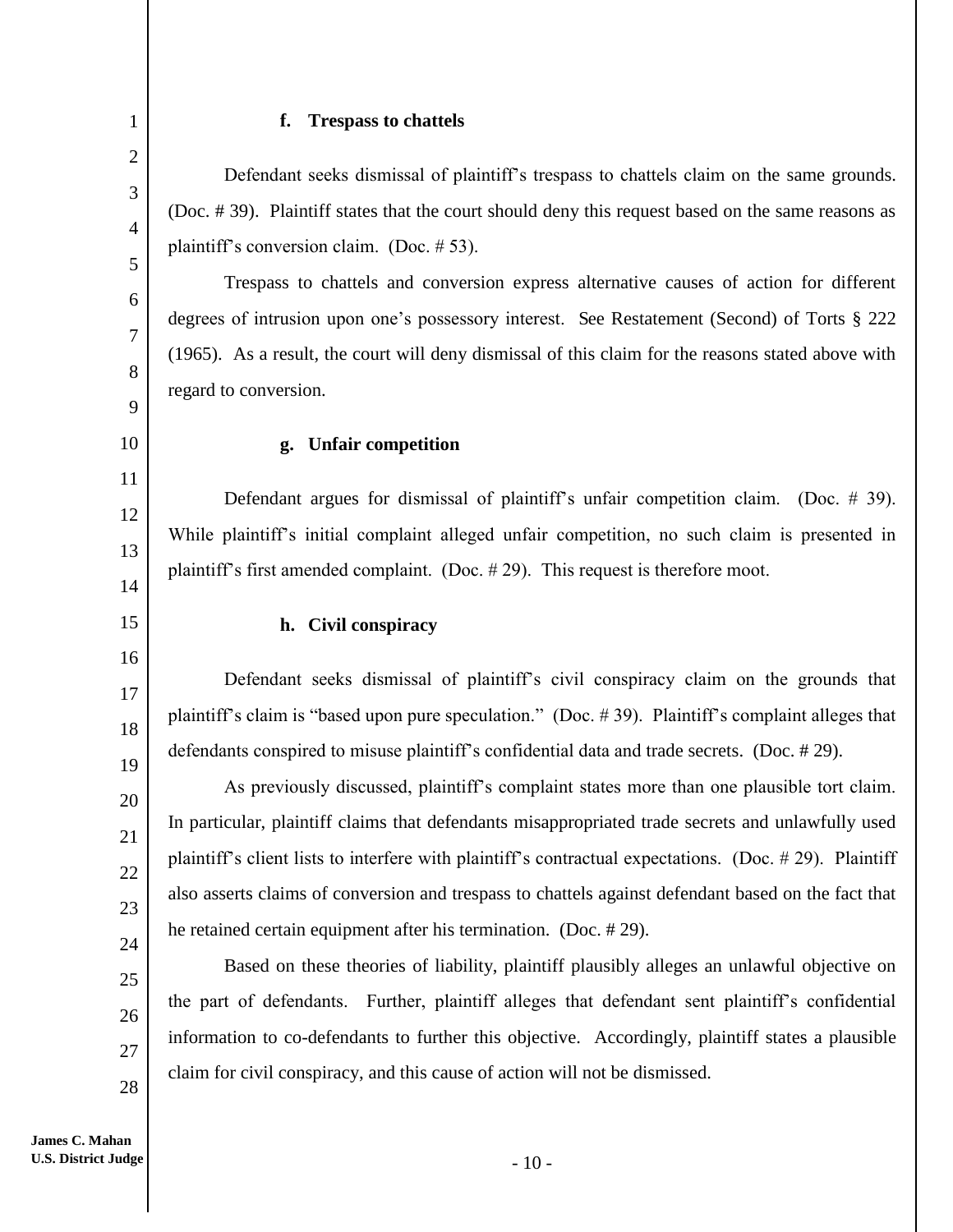**f. Trespass to chattels**

Defendant seeks dismissal of plaintiff's trespass to chattels claim on the same grounds. (Doc. # 39). Plaintiff states that the court should deny this request based on the same reasons as plaintiff's conversion claim. (Doc. # 53).

Trespass to chattels and conversion express alternative causes of action for different degrees of intrusion upon one's possessory interest. See Restatement (Second) of Torts § 222 (1965). As a result, the court will deny dismissal of this claim for the reasons stated above with regard to conversion.

**g. Unfair competition**

Defendant argues for dismissal of plaintiff's unfair competition claim. (Doc. # 39). While plaintiff's initial complaint alleged unfair competition, no such claim is presented in plaintiff's first amended complaint. (Doc. # 29). This request is therefore moot.

**h. Civil conspiracy**

Defendant seeks dismissal of plaintiff's civil conspiracy claim on the grounds that plaintiff's claim is "based upon pure speculation." (Doc. # 39). Plaintiff's complaint alleges that defendants conspired to misuse plaintiff's confidential data and trade secrets. (Doc. # 29).

As previously discussed, plaintiff's complaint states more than one plausible tort claim. In particular, plaintiff claims that defendants misappropriated trade secrets and unlawfully used plaintiff's client lists to interfere with plaintiff's contractual expectations. (Doc. # 29). Plaintiff also asserts claims of conversion and trespass to chattels against defendant based on the fact that he retained certain equipment after his termination. (Doc. # 29).

Based on these theories of liability, plaintiff plausibly alleges an unlawful objective on the part of defendants. Further, plaintiff alleges that defendant sent plaintiff's confidential information to co-defendants to further this objective. Accordingly, plaintiff states a plausible claim for civil conspiracy, and this cause of action will not be dismissed.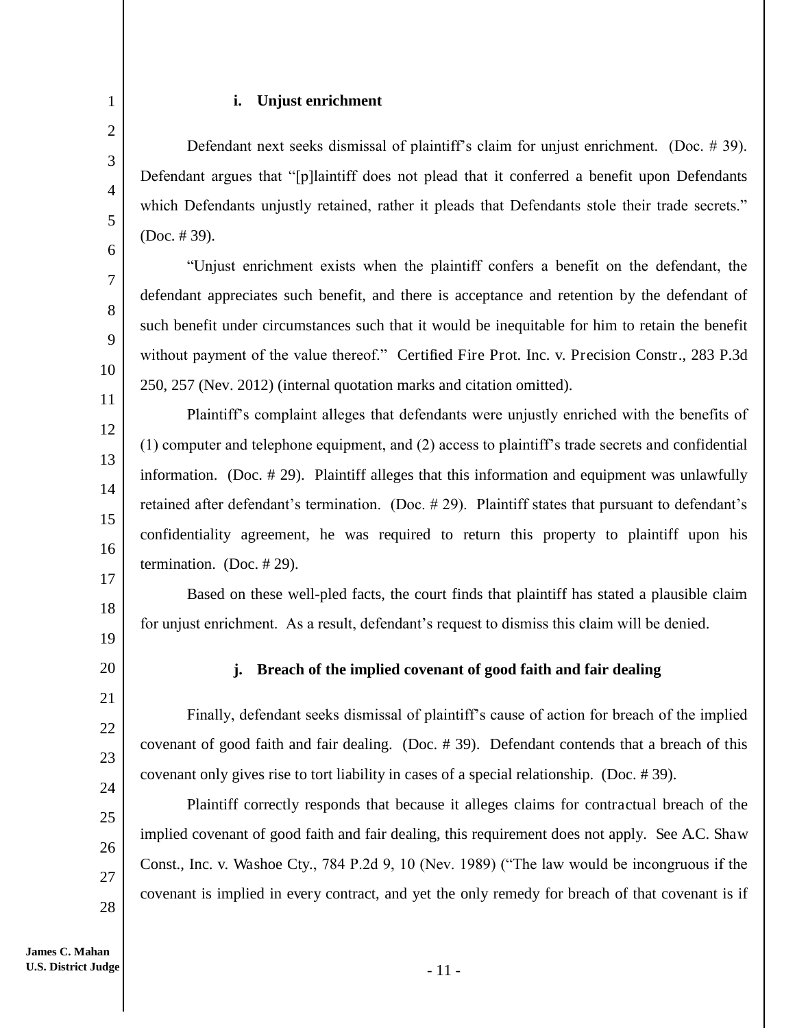### i. Unjust enrichment

Defendant next seeks dismissal of plaintiff's claim for unjust enrichment. (Doc. # 39). Defendant argues that "[p]laintiff does not plead that it conferred a benefit upon Defendants which Defendants unjustly retained, rather it pleads that Defendants stole their trade secrets." (Doc. # 39).

"Unjust enrichment exists when the plaintiff confers a benefit on the defendant, the defendant appreciates such benefit, and there is acceptance and retention by the defendant of such benefit under circumstances such that it would be inequitable for him to retain the benefit without payment of the value thereof." Certified Fire Prot. Inc. v. Precision Constr., 283 P.3d 250, 257 (Nev. 2012) (internal quotation marks and citation omitted).

Plaintiff's complaint alleges that defendants were unjustly enriched with the benefits of (1) computer and telephone equipment, and (2) access to plaintiff's trade secrets and confidential information. (Doc. # 29). Plaintiff alleges that this information and equipment was unlawfully retained after defendant's termination. (Doc. # 29). Plaintiff states that pursuant to defendant's confidentiality agreement, he was required to return this property to plaintiff upon his termination. (Doc. # 29).

Based on these well-pled facts, the court finds that plaintiff has stated a plausible claim for unjust enrichment. As a result, defendant's request to dismiss this claim will be denied.

### j. Breach of the implied covenant of good faith and fair dealing

Finally, defendant seeks dismissal of plaintiff's cause of action for breach of the implied covenant of good faith and fair dealing. (Doc. # 39). Defendant contends that a breach of this covenant only gives rise to tort liability in cases of a special relationship. (Doc. # 39).

Plaintiff correctly responds that because it alleges claims for contractual breach of the implied covenant of good faith and fair dealing, this requirement does not apply. See A.C. Shaw Const., Inc. v. Washoe Cty., 784 P.2d 9, 10 (Nev. 1989) ("The law would be incongruous if the covenant is implied in every contract, and yet the only remedy for breach of that covenant is if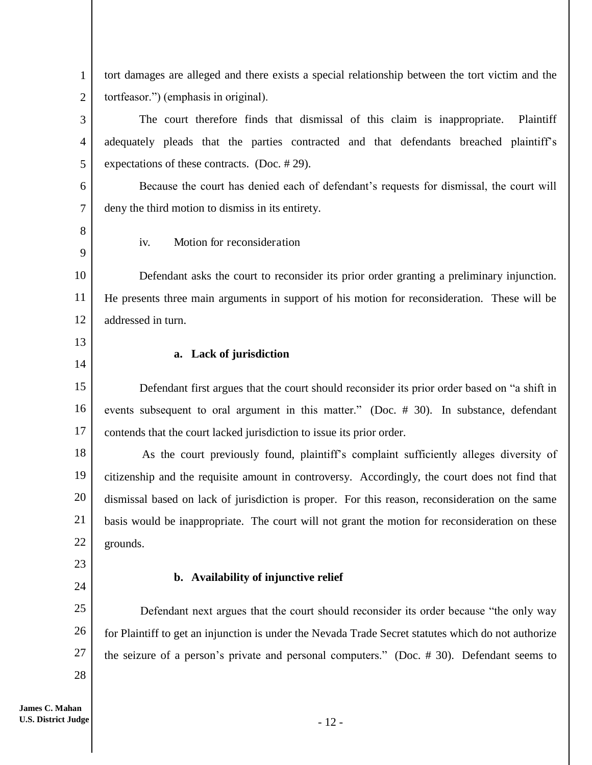tort damages are alleged and there exists a special relationship between the tort victim and the tortfeasor.") (emphasis in original).

The court therefore finds that dismissal of this claim is inappropriate. Plaintiff adequately pleads that the parties contracted and that defendants breached plaintiff's expectations of these contracts. (Doc. # 29).

Because the court has denied each of defendant's requests for dismissal, the court will deny the third motion to dismiss in its entirety.

iv. Motion for reconsideration

Defendant asks the court to reconsider its prior order granting a preliminary injunction. He presents three main arguments in support of his motion for reconsideration. These will be addressed in turn.

**a. Lack of jurisdiction**

Defendant first argues that the court should reconsider its prior order based on "a shift in events subsequent to oral argument in this matter." (Doc. # 30). In substance, defendant contends that the court lacked jurisdiction to issue its prior order.

As the court previously found, plaintiff's complaint sufficiently alleges diversity of citizenship and the requisite amount in controversy. Accordingly, the court does not find that dismissal based on lack of jurisdiction is proper. For this reason, reconsideration on the same basis would be inappropriate. The court will not grant the motion for reconsideration on these grounds.

**b. Availability of injunctive relief**

Defendant next argues that the court should reconsider its order because "the only way for Plaintiff to get an injunction is under the Nevada Trade Secret statutes which do not authorize the seizure of a person's private and personal computers." (Doc. # 30). Defendant seems to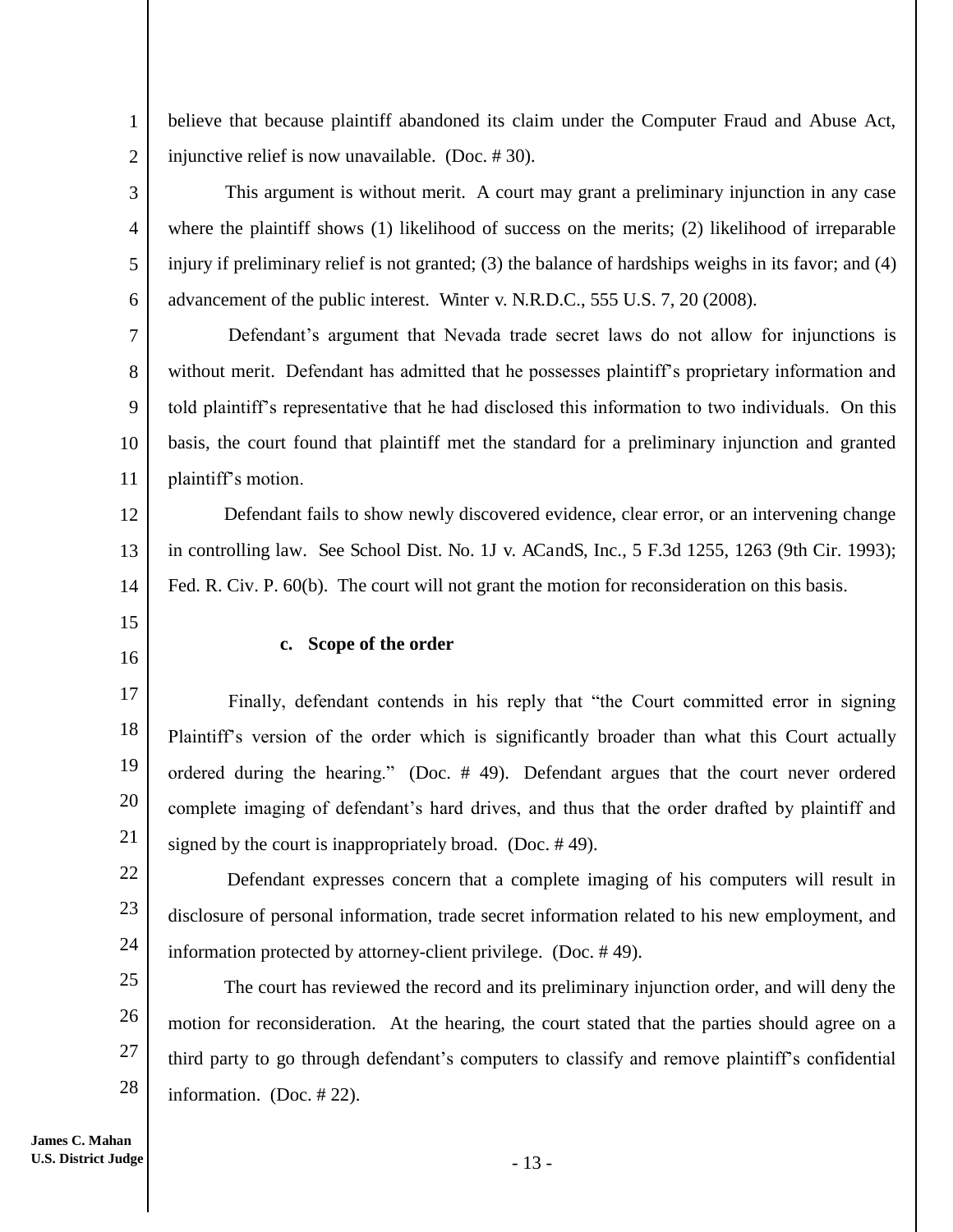believe that because plaintiff abandoned its claim under the Computer Fraud and Abuse Act, injunctive relief is now unavailable. (Doc. # 30).

This argument is without merit. A court may grant a preliminary injunction in any case where the plaintiff shows (1) likelihood of success on the merits; (2) likelihood of irreparable injury if preliminary relief is not granted; (3) the balance of hardships weighs in its favor; and (4) advancement of the public interest. Winter v. N.R.D.C., 555 U.S. 7, 20 (2008).

Defendant's argument that Nevada trade secret laws do not allow for injunctions is without merit. Defendant has admitted that he possesses plaintiff's proprietary information and told plaintiff's representative that he had disclosed this information to two individuals. On this basis, the court found that plaintiff met the standard for a preliminary injunction and granted plaintiff's motion.

Defendant fails to show newly discovered evidence, clear error, or an intervening change in controlling law. See School Dist. No. 1J v. ACandS, Inc., 5 F.3d 1255, 1263 (9th Cir. 1993); Fed. R. Civ. P. 60(b). The court will not grant the motion for reconsideration on this basis.

**c. Scope of the order**

Finally, defendant contends in his reply that "the Court committed error in signing Plaintiff's version of the order which is significantly broader than what this Court actually ordered during the hearing." (Doc. # 49). Defendant argues that the court never ordered complete imaging of defendant's hard drives, and thus that the order drafted by plaintiff and signed by the court is inappropriately broad. (Doc. # 49).

Defendant expresses concern that a complete imaging of his computers will result in disclosure of personal information, trade secret information related to his new employment, and information protected by attorney-client privilege. (Doc. # 49).

The court has reviewed the record and its preliminary injunction order, and will deny the motion for reconsideration. At the hearing, the court stated that the parties should agree on a third party to go through defendant's computers to classify and remove plaintiff's confidential information. (Doc. # 22).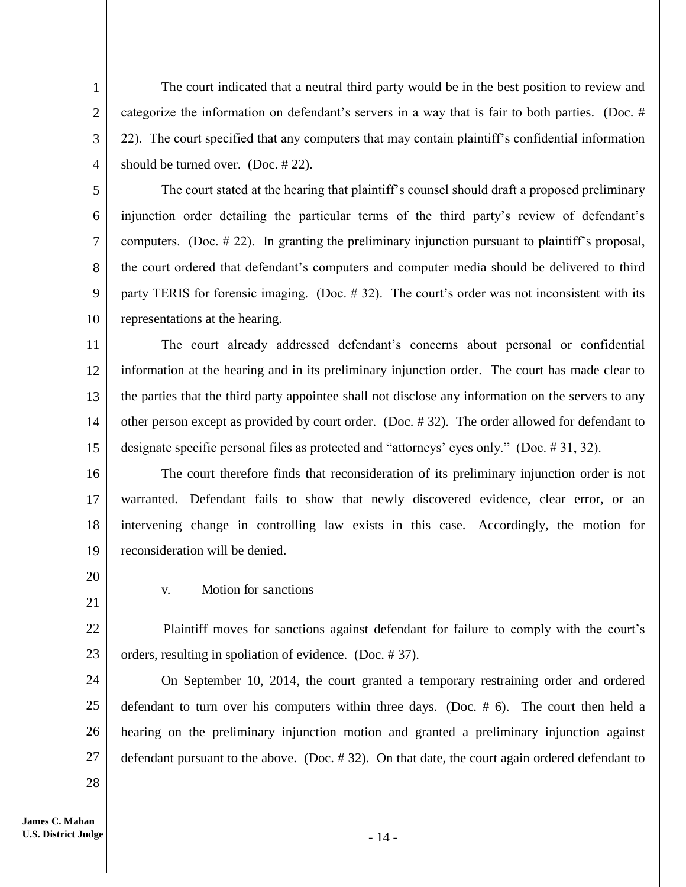The court indicated that a neutral third party would be in the best position to review and categorize the information on defendant's servers in a way that is fair to both parties. (Doc. # 22). The court specified that any computers that may contain plaintiff's confidential information should be turned over. (Doc. # 22).

The court stated at the hearing that plaintiff's counsel should draft a proposed preliminary injunction order detailing the particular terms of the third party's review of defendant's computers. (Doc. # 22). In granting the preliminary injunction pursuant to plaintiff's proposal, the court ordered that defendant's computers and computer media should be delivered to third party TERIS for forensic imaging. (Doc. # 32). The court's order was not inconsistent with its representations at the hearing.

The court already addressed defendant's concerns about personal or confidential information at the hearing and in its preliminary injunction order. The court has made clear to the parties that the third party appointee shall not disclose any information on the servers to any other person except as provided by court order. (Doc. # 32). The order allowed for defendant to designate specific personal files as protected and "attorneys' eyes only." (Doc. # 31, 32).

The court therefore finds that reconsideration of its preliminary injunction order is not warranted. Defendant fails to show that newly discovered evidence, clear error, or an intervening change in controlling law exists in this case. Accordingly, the motion for reconsideration will be denied.

v. Motion for sanctions

Plaintiff moves for sanctions against defendant for failure to comply with the court's orders, resulting in spoliation of evidence. (Doc. # 37).

On September 10, 2014, the court granted a temporary restraining order and ordered defendant to turn over his computers within three days. (Doc. # 6). The court then held a hearing on the preliminary injunction motion and granted a preliminary injunction against defendant pursuant to the above. (Doc. # 32). On that date, the court again ordered defendant to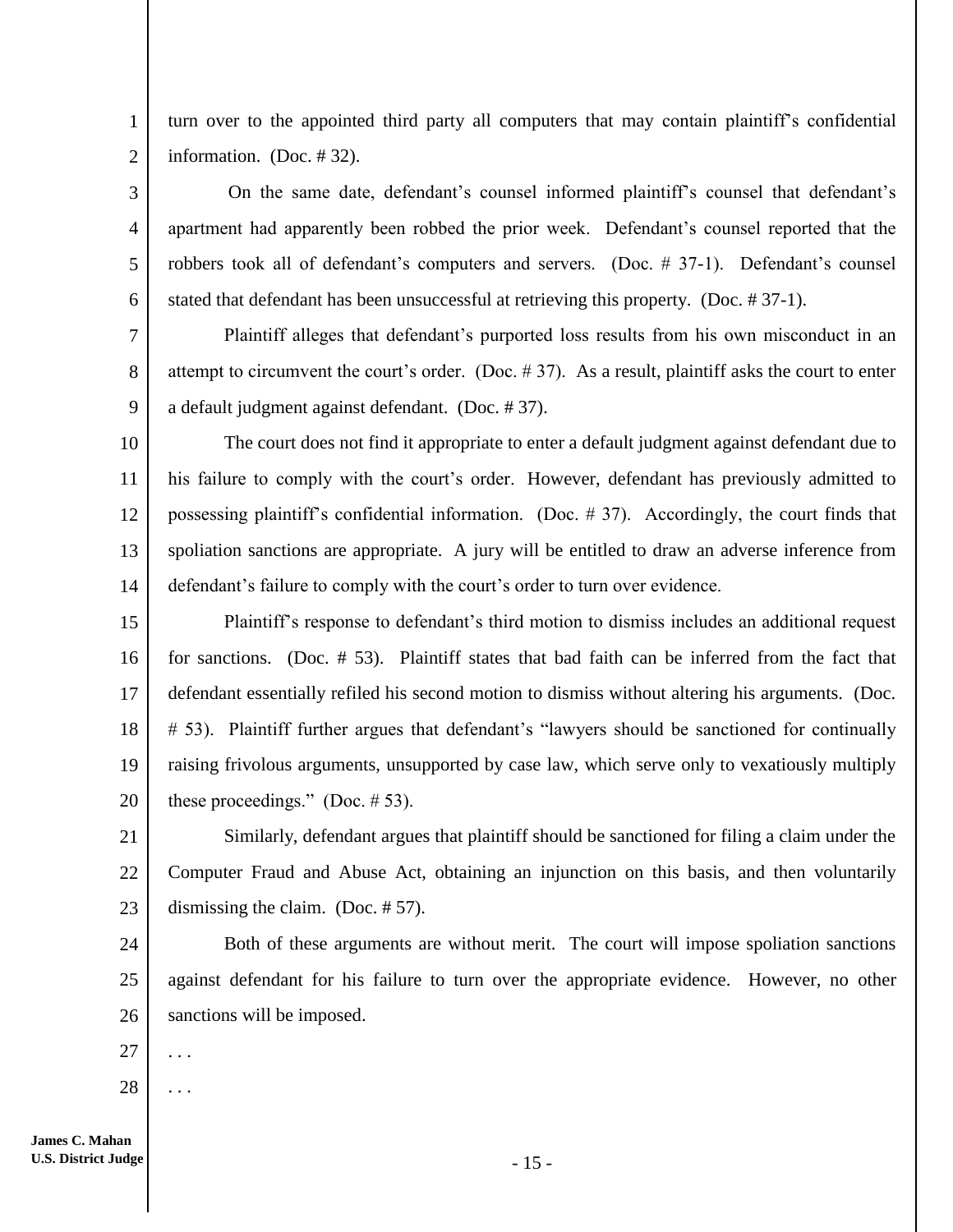turn over to the appointed third party all computers that may contain plaintiff's confidential information. (Doc. # 32).

On the same date, defendant's counsel informed plaintiff's counsel that defendant's apartment had apparently been robbed the prior week. Defendant's counsel reported that the robbers took all of defendant's computers and servers. (Doc. # 37-1). Defendant's counsel stated that defendant has been unsuccessful at retrieving this property. (Doc. # 37-1).

Plaintiff alleges that defendant's purported loss results from his own misconduct in an attempt to circumvent the court's order. (Doc. # 37). As a result, plaintiff asks the court to enter a default judgment against defendant. (Doc. # 37).

The court does not find it appropriate to enter a default judgment against defendant due to his failure to comply with the court's order. However, defendant has previously admitted to possessing plaintiff's confidential information. (Doc. # 37). Accordingly, the court finds that spoliation sanctions are appropriate. A jury will be entitled to draw an adverse inference from defendant's failure to comply with the court's order to turn over evidence.

Plaintiff's response to defendant's third motion to dismiss includes an additional request for sanctions. (Doc. # 53). Plaintiff states that bad faith can be inferred from the fact that defendant essentially refiled his second motion to dismiss without altering his arguments. (Doc. # 53). Plaintiff further argues that defendant's "lawyers should be sanctioned for continually raising frivolous arguments, unsupported by case law, which serve only to vexatiously multiply these proceedings." (Doc. # 53).

Similarly, defendant argues that plaintiff should be sanctioned for filing a claim under the Computer Fraud and Abuse Act, obtaining an injunction on this basis, and then voluntarily dismissing the claim. (Doc. # 57).

Both of these arguments are without merit. The court will impose spoliation sanctions against defendant for his failure to turn over the appropriate evidence. However, no other sanctions will be imposed.

. . .

. . .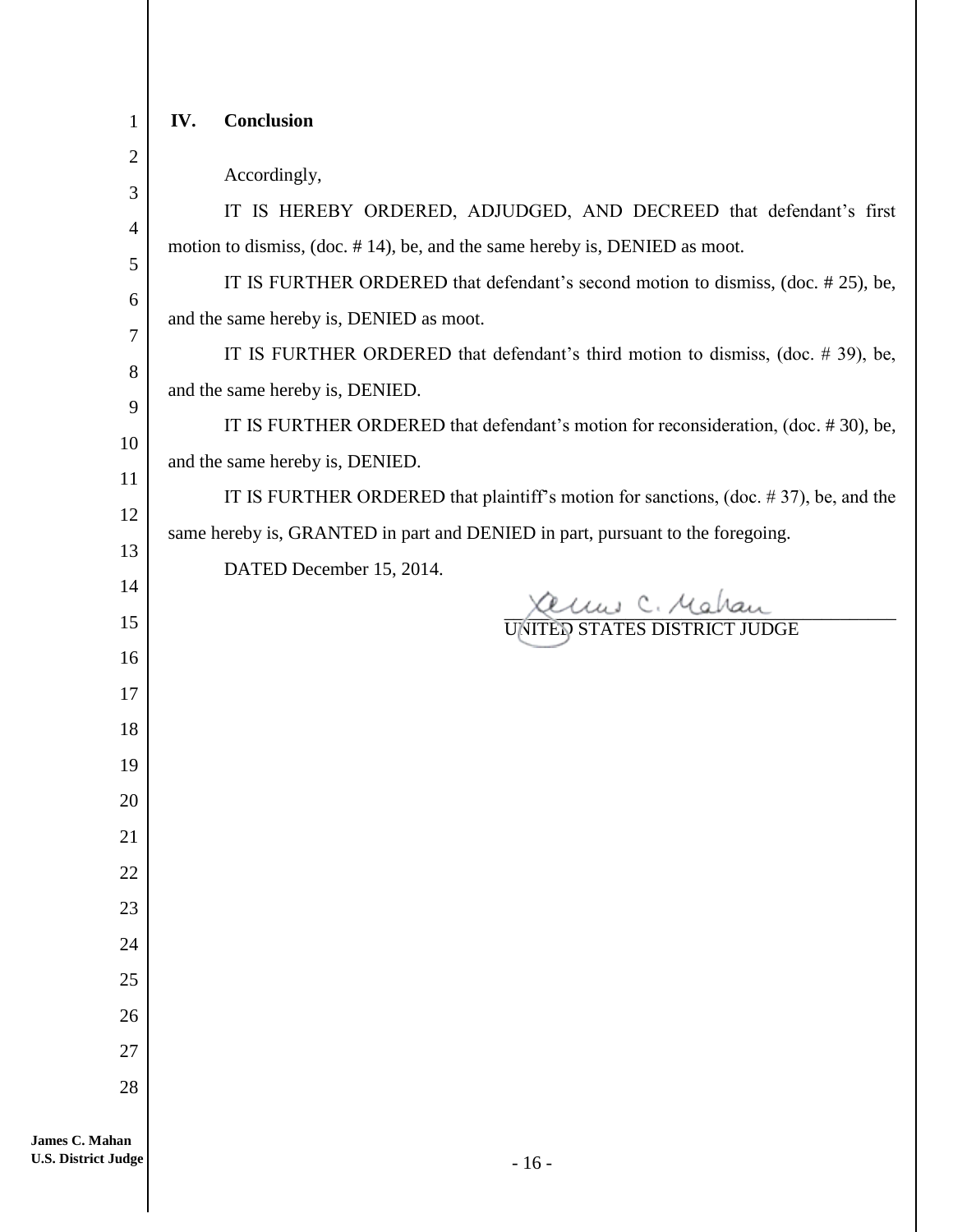## IV. Conclusion

Accordingly,

IT IS HEREBY ORDERED, ADJUDGED, AND DECREED that defendant's first motion to dismiss, (doc. # 14), be, and the same hereby is, DENIED as moot.

IT IS FURTHER ORDERED that defendant's second motion to dismiss, (doc. # 25), be, and the same hereby is, DENIED as moot.

IT IS FURTHER ORDERED that defendant's third motion to dismiss, (doc. # 39), be, and the same hereby is, DENIED.

IT IS FURTHER ORDERED that defendant's motion for reconsideration, (doc. # 30), be, and the same hereby is, DENIED.

IT IS FURTHER ORDERED that plaintiff's motion for sanctions, (doc. # 37), be, and the same hereby is, GRANTED in part and DENIED in part, pursuant to the foregoing.

DATED December 15, 2014.

James C. Mahan

UNITED STATES DISTRICT JUDGE